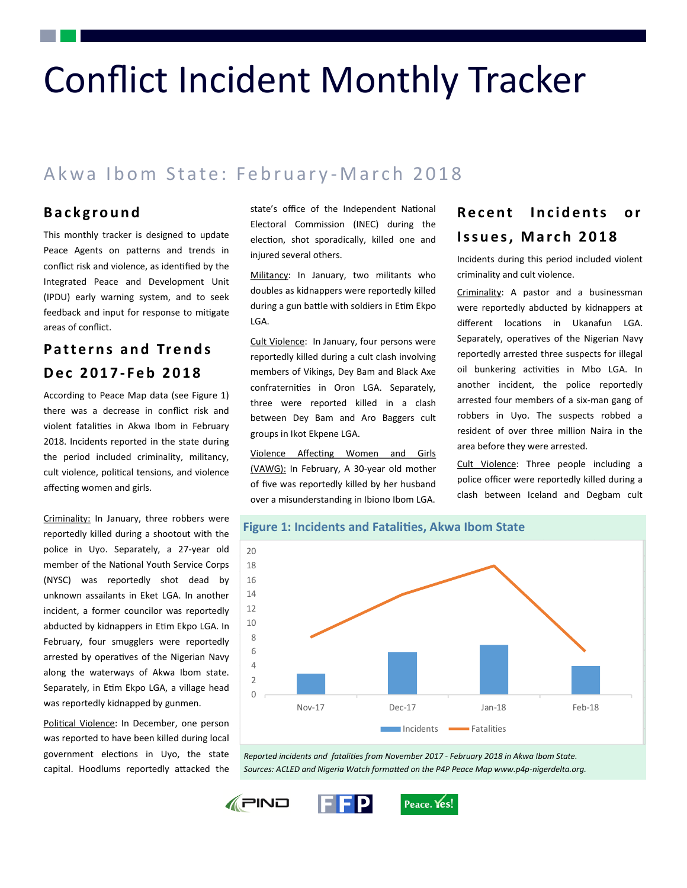# Conflict Incident Monthly Tracker

## Akwa Ibom State: February-March 2018

## Background

This monthly tracker is designed to update Peace Agents on patterns and trends in conflict risk and violence, as identified by the Integrated Peace and Development Unit (IPDU) early warning system, and to seek feedback and input for response to mitigate areas of conflict.

## Patterns and Trends Dec 2017-Feb 2018

According to Peace Map data (see Figure 1) there was a decrease in conflict risk and violent fatalities in Akwa Ibom in February 2018. Incidents reported in the state during the period included criminality, militancy, cult violence, political tensions, and violence affecting women and girls.

Criminality: In January, three robbers were reportedly killed during a shootout with the police in Uyo. Separately, a 27-year old member of the National Youth Service Corps (NYSC) was reportedly shot dead by unknown assailants in Eket LGA. In another incident, a former councilor was reportedly abducted by kidnappers in Etim Ekpo LGA. In February, four smugglers were reportedly arrested by operatives of the Nigerian Navy along the waterways of Akwa Ibom state. Separately, in Etim Ekpo LGA, a village head was reportedly kidnapped by gunmen.

Political Violence: In December, one person was reported to have been killed during local government elections in Uyo, the state capital. Hoodlums reportedly attacked the state's office of the Independent National Electoral Commission (INEC) during the election, shot sporadically, killed one and injured several others.

Militancy: In January, two militants who doubles as kidnappers were reportedly killed during a gun battle with soldiers in Etim Ekpo LGA.

Cult Violence: In January, four persons were reportedly killed during a cult clash involving members of Vikings, Dey Bam and Black Axe confraternities in Oron LGA. Separately, three were reported killed in a clash between Dey Bam and Aro Baggers cult groups in Ikot Ekpene LGA.

Violence Affecting Women and Girls (VAWG): In February, A 30-year old mother of five was reportedly killed by her husband over a misunderstanding in Ibiono Ibom LGA.

## Recent Incidents or Issues, March 2018

Incidents during this period included violent criminality and cult violence.

Criminality: A pastor and a businessman were reportedly abducted by kidnappers at different locations in Ukanafun LGA. Separately, operatives of the Nigerian Navy reportedly arrested three suspects for illegal oil bunkering activities in Mbo LGA. In another incident, the police reportedly arrested four members of a six-man gang of robbers in Uyo. The suspects robbed a resident of over three million Naira in the area before they were arrested.

Cult Violence: Three people including a police officer were reportedly killed during a clash between Iceland and Degbam cult

**Figure 1: Incidents and Fatalities, Akwa Ibom State**

| Month | Incidents | Fatalities |
|---|---|---|
| Nov-17 | 3 | 8 |
| Dec-17 | 6 | 14 |
| Jan-18 | 7 | 18 |
| Feb-18 | 4 | 6 |

*Reported incidents and fatalities from November 2017 - February 2018 in Akwa Ibom State. Sources: ACLED and Nigeria Watch formatted on the P4P Peace Map www.p4p-nigerdelta.org.*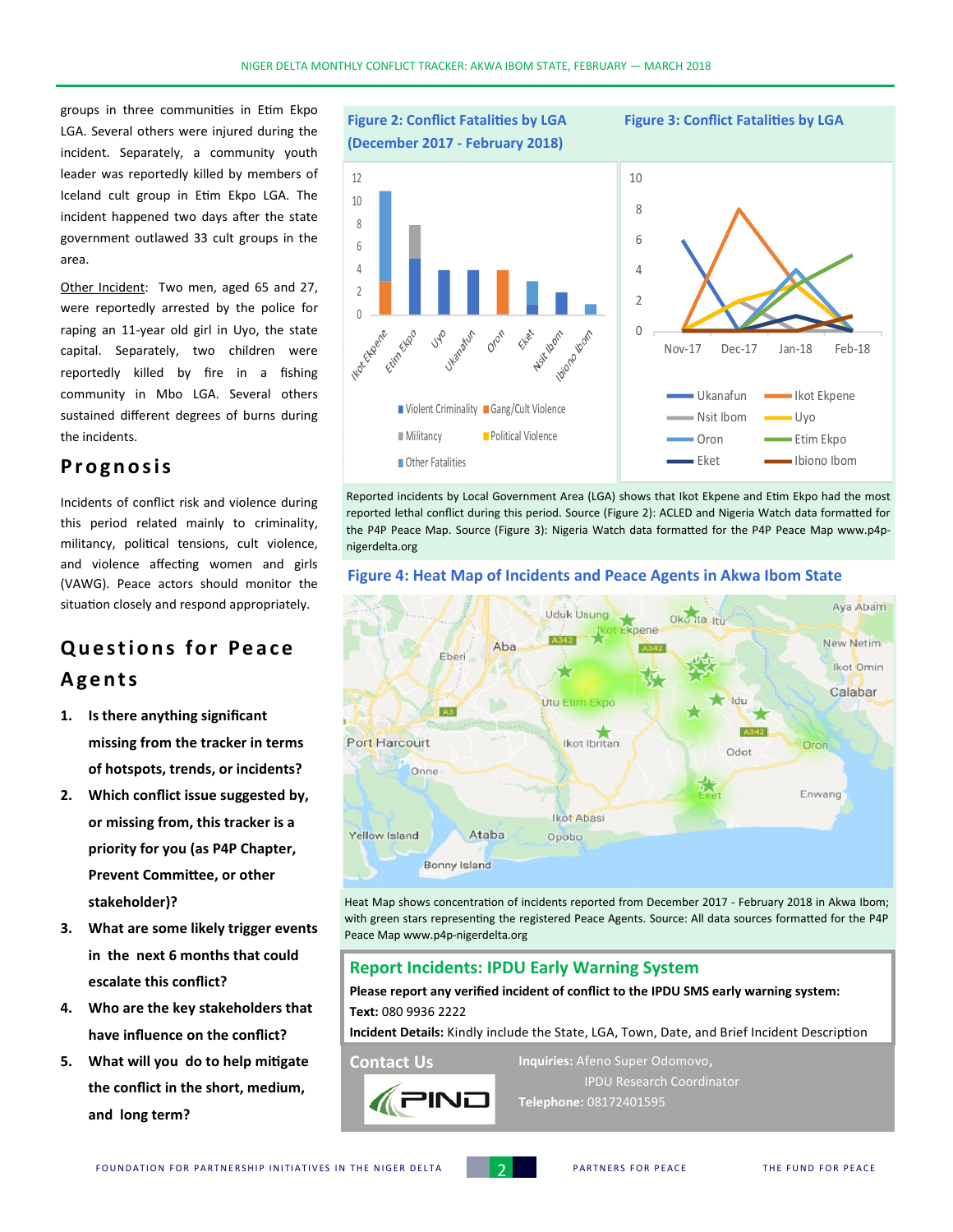groups in three communities in Etim Ekpo LGA. Several others were injured during the incident. Separately, a community youth leader was reportedly killed by members of Iceland cult group in Etim Ekpo LGA. The incident happened two days after the state government outlawed 33 cult groups in the area.

Other Incident: Two men, aged 65 and 27, were reportedly arrested by the police for raping an 11-year old girl in Uyo, the state capital. Separately, two children were reportedly killed by fire in a fishing community in Mbo LGA. Several others sustained different degrees of burns during the incidents.

## Prognosis

Incidents of conflict risk and violence during this period related mainly to criminality, militancy, political tensions, cult violence, and violence affecting women and girls (VAWG). Peace actors should monitor the situation closely and respond appropriately.

## Questions for Peace Agents

1. **Is there anything significant missing from the tracker in terms of hotspots, trends, or incidents?**
2. **Which conflict issue suggested by, or missing from, this tracker is a priority for you (as P4P Chapter, Prevent Committee, or other stakeholder)?**
3. **What are some likely trigger events in the next 6 months that could escalate this conflict?**
4. **Who are the key stakeholders that have influence on the conflict?**
5. **What will you do to help mitigate the conflict in the short, medium, and long term?**

**Figure 2: Conflict Fatalities by LGA (December 2017 - February 2018)**

12
10
8
6
4
2
0

Ikot Ekpene, Etim Ekpo, Uyo, Ukanafun, Oron, Eket, Nsit Ibom, Ibiono Ibom

Violent Criminality, Gang/Cult Violence, Militancy, Political Violence, Other Fatalities

**Figure 3: Conflict Fatalities by LGA**

10
8
6
4
2
0

Nov-17, Dec-17, Jan-18, Feb-18

Ukanafun, Ikot Ekpene, Nsit Ibom, Uyo, Oron, Etim Ekpo, Eket, Ibiono Ibom

Reported incidents by Local Government Area (LGA) shows that Ikot Ekpene and Etim Ekpo had the most reported lethal conflict during this period. Source (Figure 2): ACLED and Nigeria Watch data formatted for the P4P Peace Map. Source (Figure 3): Nigeria Watch data formatted for the P4P Peace Map www.p4p-nigerdelta.org

**Figure 4: Heat Map of Incidents and Peace Agents in Akwa Ibom State**

Heat Map shows concentration of incidents reported from December 2017 - February 2018 in Akwa Ibom; with green stars representing the registered Peace Agents. Source: All data sources formatted for the P4P Peace Map www.p4p-nigerdelta.org

## Report Incidents: IPDU Early Warning System

**Please report any verified incident of conflict to the IPDU SMS early warning system:**

**Text:** 080 9936 2222

**Incident Details:** Kindly include the State, LGA, Town, Date, and Brief Incident Description

## Contact Us

**Inquiries:** Afeno Super Odomovo,
IPDU Research Coordinator

**Telephone:** 08172401595